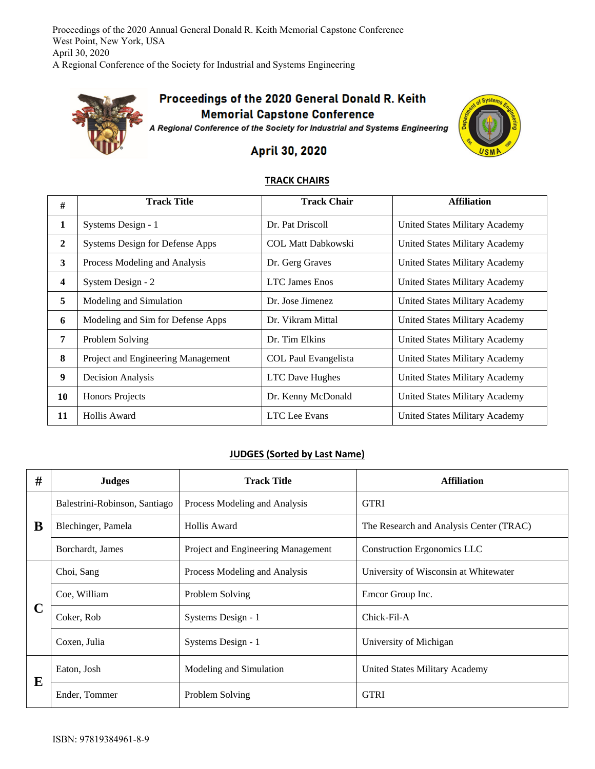Proceedings of the 2020 Annual General Donald R. Keith Memorial Capstone Conference
West Point, New York, USA
April 30, 2020
A Regional Conference of the Society for Industrial and Systems Engineering

# Proceedings of the 2020 General Donald R. Keith Memorial Capstone Conference

***A Regional Conference of the Society for Industrial and Systems Engineering***

## April 30, 2020

## TRACK CHAIRS

| # | Track Title | Track Chair | Affiliation |
|---|---|---|---|
| **1** | Systems Design - 1 | Dr. Pat Driscoll | United States Military Academy |
| **2** | Systems Design for Defense Apps | COL Matt Dabkowski | United States Military Academy |
| **3** | Process Modeling and Analysis | Dr. Gerg Graves | United States Military Academy |
| **4** | System Design - 2 | LTC James Enos | United States Military Academy |
| **5** | Modeling and Simulation | Dr. Jose Jimenez | United States Military Academy |
| **6** | Modeling and Sim for Defense Apps | Dr. Vikram Mittal | United States Military Academy |
| **7** | Problem Solving | Dr. Tim Elkins | United States Military Academy |
| **8** | Project and Engineering Management | COL Paul Evangelista | United States Military Academy |
| **9** | Decision Analysis | LTC Dave Hughes | United States Military Academy |
| **10** | Honors Projects | Dr. Kenny McDonald | United States Military Academy |
| **11** | Hollis Award | LTC Lee Evans | United States Military Academy |

## JUDGES (Sorted by Last Name)

| # | Judges | Track Title | Affiliation |
|---|---|---|---|
| **B** | Balestrini-Robinson, Santiago | Process Modeling and Analysis | GTRI |
| | Blechinger, Pamela | Hollis Award | The Research and Analysis Center (TRAC) |
| | Borchardt, James | Project and Engineering Management | Construction Ergonomics LLC |
| **C** | Choi, Sang | Process Modeling and Analysis | University of Wisconsin at Whitewater |
| | Coe, William | Problem Solving | Emcor Group Inc. |
| | Coker, Rob | Systems Design - 1 | Chick-Fil-A |
| | Coxen, Julia | Systems Design - 1 | University of Michigan |
| **E** | Eaton, Josh | Modeling and Simulation | United States Military Academy |
| | Ender, Tommer | Problem Solving | GTRI |

ISBN: 97819384961-8-9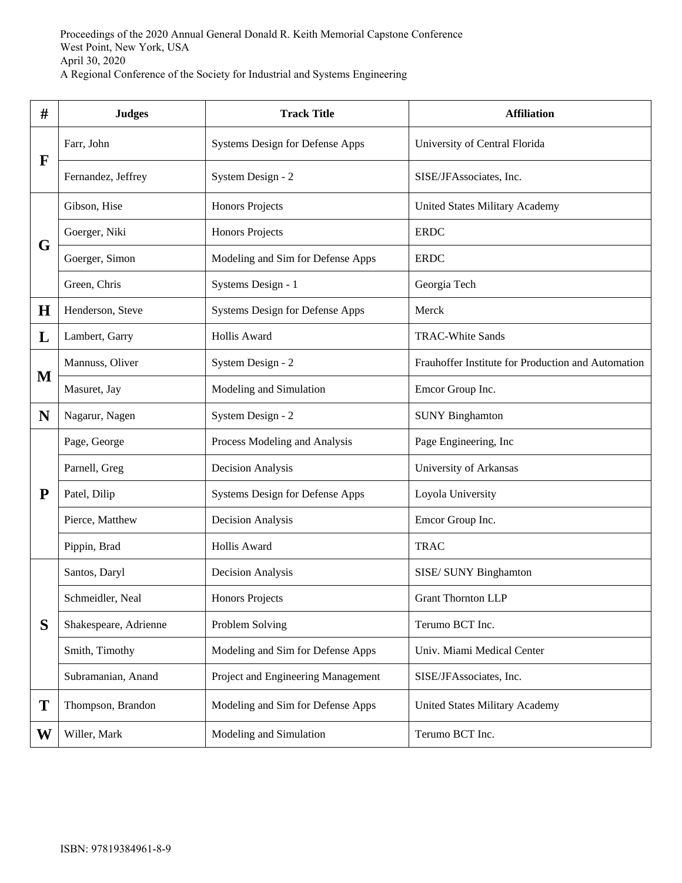| # | Judges | Track Title | Affiliation |
|---|---|---|---|
| F | Farr, John | Systems Design for Defense Apps | University of Central Florida |
| | Fernandez, Jeffrey | System Design - 2 | SISE/JFAssociates, Inc. |
| G | Gibson, Hise | Honors Projects | United States Military Academy |
| | Goerger, Niki | Honors Projects | ERDC |
| | Goerger, Simon | Modeling and Sim for Defense Apps | ERDC |
| | Green, Chris | Systems Design - 1 | Georgia Tech |
| H | Henderson, Steve | Systems Design for Defense Apps | Merck |
| L | Lambert, Garry | Hollis Award | TRAC-White Sands |
| M | Mannuss, Oliver | System Design - 2 | Frauhoffer Institute for Production and Automation |
| | Masuret, Jay | Modeling and Simulation | Emcor Group Inc. |
| N | Nagarur, Nagen | System Design - 2 | SUNY Binghamton |
| P | Page, George | Process Modeling and Analysis | Page Engineering, Inc |
| | Parnell, Greg | Decision Analysis | University of Arkansas |
| | Patel, Dilip | Systems Design for Defense Apps | Loyola University |
| | Pierce, Matthew | Decision Analysis | Emcor Group Inc. |
| | Pippin, Brad | Hollis Award | TRAC |
| S | Santos, Daryl | Decision Analysis | SISE/ SUNY Binghamton |
| | Schmeidler, Neal | Honors Projects | Grant Thornton LLP |
| | Shakespeare, Adrienne | Problem Solving | Terumo BCT Inc. |
| | Smith, Timothy | Modeling and Sim for Defense Apps | Univ. Miami Medical Center |
| | Subramanian, Anand | Project and Engineering Management | SISE/JFAssociates, Inc. |
| T | Thompson, Brandon | Modeling and Sim for Defense Apps | United States Military Academy |
| W | Willer, Mark | Modeling and Simulation | Terumo BCT Inc. |